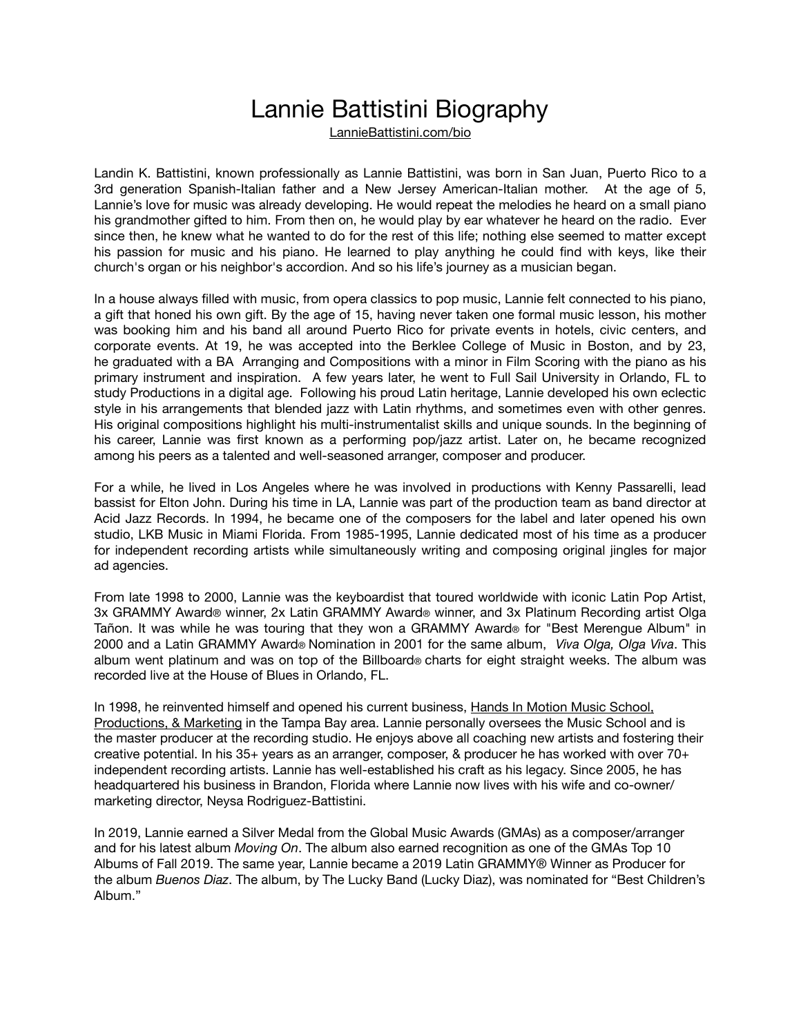# Lannie Battistini Biography

LannieBattistini.com/bio

Landin K. Battistini, known professionally as Lannie Battistini, was born in San Juan, Puerto Rico to a 3rd generation Spanish-Italian father and a New Jersey American-Italian mother. At the age of 5, Lannie's love for music was already developing. He would repeat the melodies he heard on a small piano his grandmother gifted to him. From then on, he would play by ear whatever he heard on the radio. Ever since then, he knew what he wanted to do for the rest of this life; nothing else seemed to matter except his passion for music and his piano. He learned to play anything he could find with keys, like their church's organ or his neighbor's accordion. And so his life's journey as a musician began.

In a house always filled with music, from opera classics to pop music, Lannie felt connected to his piano, a gift that honed his own gift. By the age of 15, having never taken one formal music lesson, his mother was booking him and his band all around Puerto Rico for private events in hotels, civic centers, and corporate events. At 19, he was accepted into the Berklee College of Music in Boston, and by 23, he graduated with a BA Arranging and Compositions with a minor in Film Scoring with the piano as his primary instrument and inspiration. A few years later, he went to Full Sail University in Orlando, FL to study Productions in a digital age. Following his proud Latin heritage, Lannie developed his own eclectic style in his arrangements that blended jazz with Latin rhythms, and sometimes even with other genres. His original compositions highlight his multi-instrumentalist skills and unique sounds. In the beginning of his career, Lannie was first known as a performing pop/jazz artist. Later on, he became recognized among his peers as a talented and well-seasoned arranger, composer and producer.

For a while, he lived in Los Angeles where he was involved in productions with Kenny Passarelli, lead bassist for Elton John. During his time in LA, Lannie was part of the production team as band director at Acid Jazz Records. In 1994, he became one of the composers for the label and later opened his own studio, LKB Music in Miami Florida. From 1985-1995, Lannie dedicated most of his time as a producer for independent recording artists while simultaneously writing and composing original jingles for major ad agencies.

From late 1998 to 2000, Lannie was the keyboardist that toured worldwide with iconic Latin Pop Artist, 3x GRAMMY Award® winner, 2x Latin GRAMMY Award® winner, and 3x Platinum Recording artist Olga Tañon. It was while he was touring that they won a GRAMMY Award® for "Best Merengue Album" in 2000 and a Latin GRAMMY Award® Nomination in 2001 for the same album, *Viva Olga, Olga Viva*. This album went platinum and was on top of the Billboard® charts for eight straight weeks. The album was recorded live at the House of Blues in Orlando, FL.

In 1998, he reinvented himself and opened his current business, Hands In Motion Music School, Productions, & Marketing in the Tampa Bay area. Lannie personally oversees the Music School and is the master producer at the recording studio. He enjoys above all coaching new artists and fostering their creative potential. In his 35+ years as an arranger, composer, & producer he has worked with over 70+ independent recording artists. Lannie has well-established his craft as his legacy. Since 2005, he has headquartered his business in Brandon, Florida where Lannie now lives with his wife and co-owner/ marketing director, Neysa Rodriguez-Battistini.

In 2019, Lannie earned a Silver Medal from the Global Music Awards (GMAs) as a composer/arranger and for his latest album *Moving On*. The album also earned recognition as one of the GMAs Top 10 Albums of Fall 2019. The same year, Lannie became a 2019 Latin GRAMMY® Winner as Producer for the album *Buenos Diaz*. The album, by The Lucky Band (Lucky Diaz), was nominated for "Best Children's Album."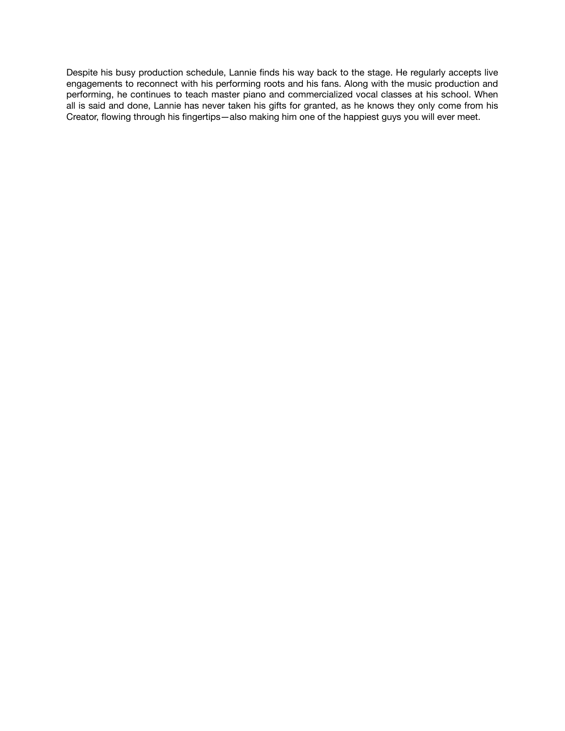Despite his busy production schedule, Lannie finds his way back to the stage. He regularly accepts live engagements to reconnect with his performing roots and his fans. Along with the music production and performing, he continues to teach master piano and commercialized vocal classes at his school. When all is said and done, Lannie has never taken his gifts for granted, as he knows they only come from his Creator, flowing through his fingertips—also making him one of the happiest guys you will ever meet.